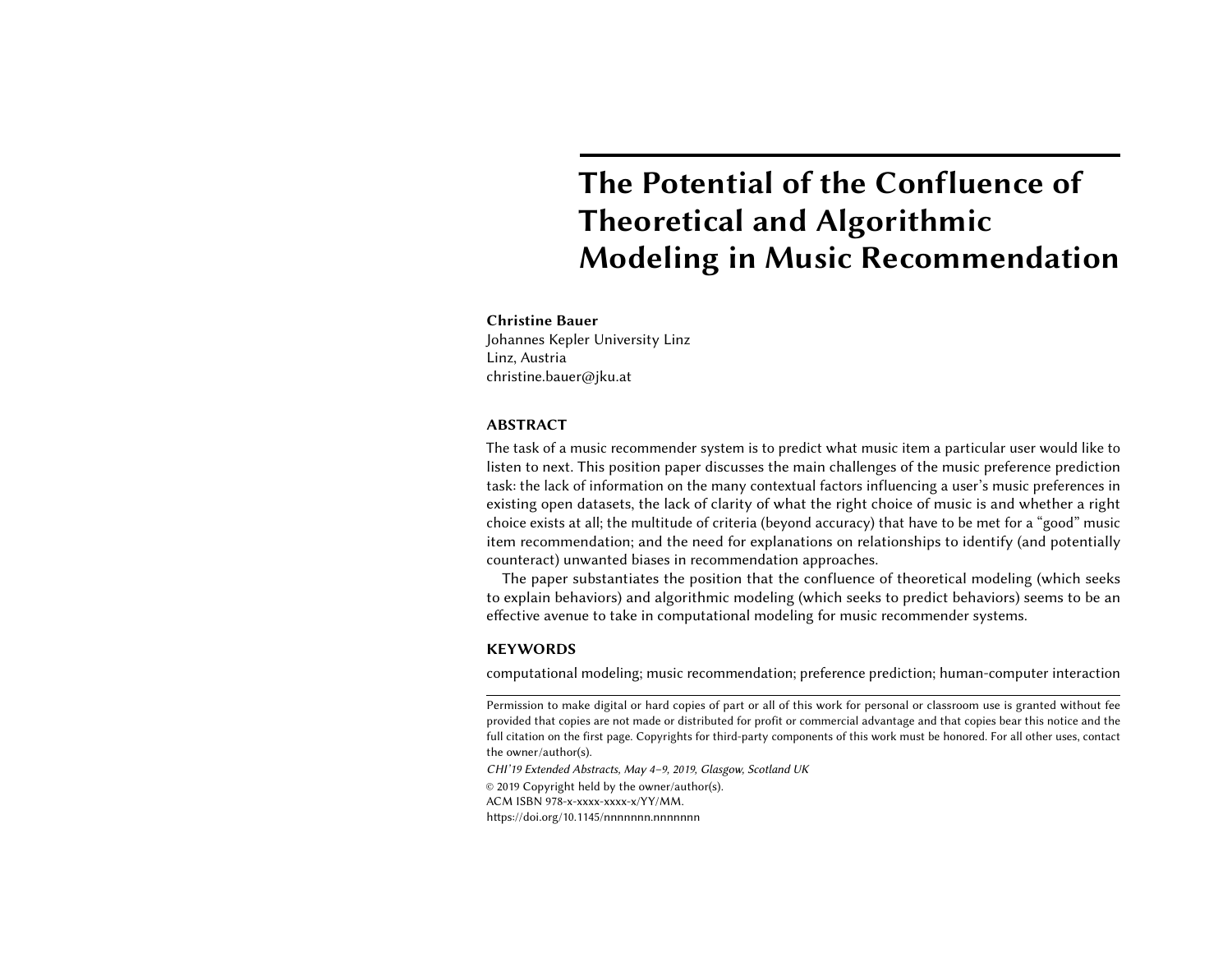# The Potential of the Confluence of Theoretical and Algorithmic Modeling in Music Recommendation

**Christine Bauer**
Johannes Kepler University Linz
Linz, Austria
christine.bauer@jku.at

## ABSTRACT

The task of a music recommender system is to predict what music item a particular user would like to listen to next. This position paper discusses the main challenges of the music preference prediction task: the lack of information on the many contextual factors influencing a user's music preferences in existing open datasets, the lack of clarity of what the right choice of music is and whether a right choice exists at all; the multitude of criteria (beyond accuracy) that have to be met for a "good" music item recommendation; and the need for explanations on relationships to identify (and potentially counteract) unwanted biases in recommendation approaches.

The paper substantiates the position that the confluence of theoretical modeling (which seeks to explain behaviors) and algorithmic modeling (which seeks to predict behaviors) seems to be an effective avenue to take in computational modeling for music recommender systems.

## KEYWORDS

computational modeling; music recommendation; preference prediction; human-computer interaction

---

Permission to make digital or hard copies of part or all of this work for personal or classroom use is granted without fee provided that copies are not made or distributed for profit or commercial advantage and that copies bear this notice and the full citation on the first page. Copyrights for third-party components of this work must be honored. For all other uses, contact the owner/author(s).

*CHI'19 Extended Abstracts, May 4–9, 2019, Glasgow, Scotland UK*

© 2019 Copyright held by the owner/author(s).
ACM ISBN 978-x-xxxx-xxxx-x/YY/MM.
https://doi.org/10.1145/nnnnnnn.nnnnnnn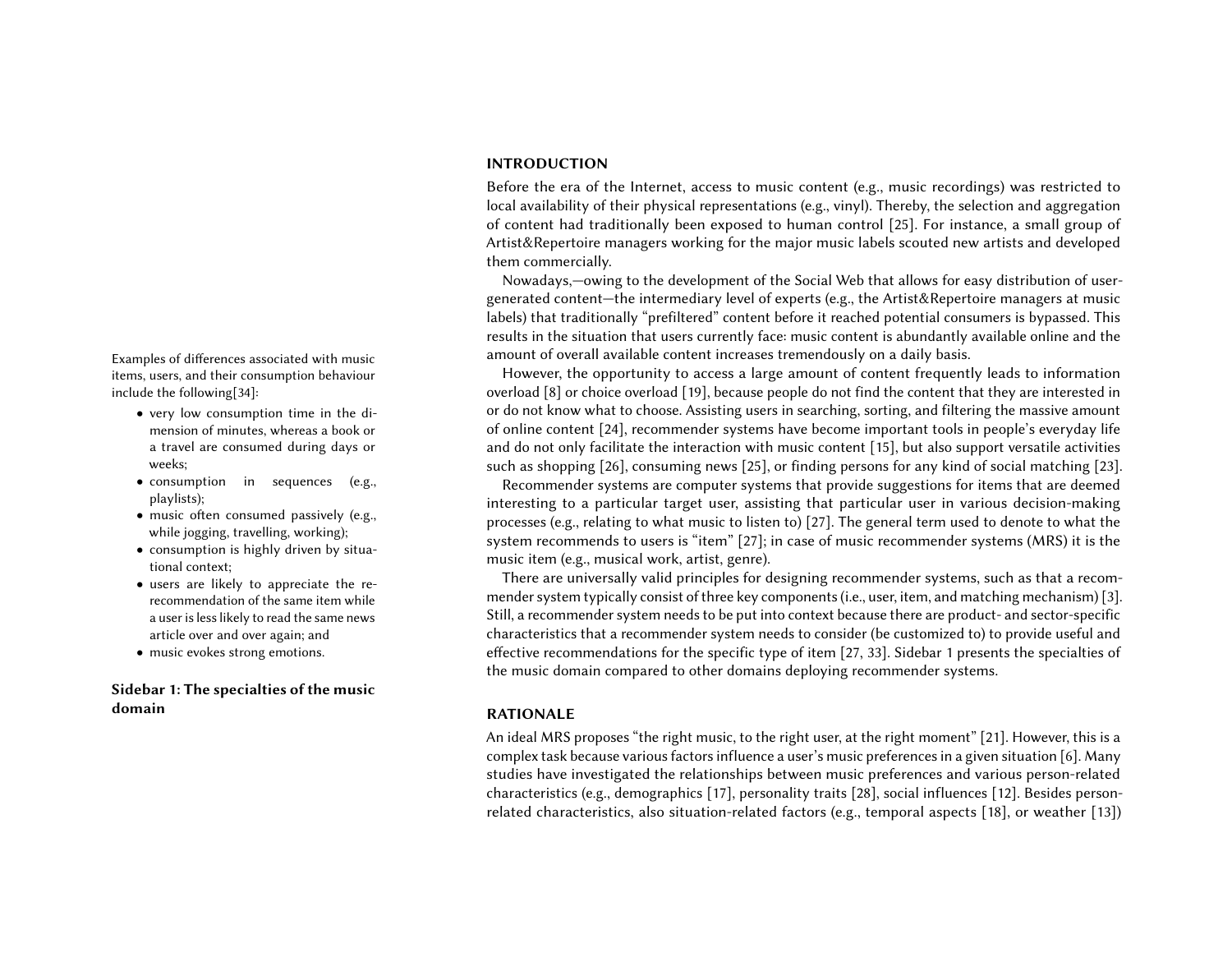## INTRODUCTION

Before the era of the Internet, access to music content (e.g., music recordings) was restricted to local availability of their physical representations (e.g., vinyl). Thereby, the selection and aggregation of content had traditionally been exposed to human control [25]. For instance, a small group of Artist&Repertoire managers working for the major music labels scouted new artists and developed them commercially.

Nowadays,—owing to the development of the Social Web that allows for easy distribution of user-generated content—the intermediary level of experts (e.g., the Artist&Repertoire managers at music labels) that traditionally "prefiltered" content before it reached potential consumers is bypassed. This results in the situation that users currently face: music content is abundantly available online and the amount of overall available content increases tremendously on a daily basis.

However, the opportunity to access a large amount of content frequently leads to information overload [8] or choice overload [19], because people do not find the content that they are interested in or do not know what to choose. Assisting users in searching, sorting, and filtering the massive amount of online content [24], recommender systems have become important tools in people's everyday life and do not only facilitate the interaction with music content [15], but also support versatile activities such as shopping [26], consuming news [25], or finding persons for any kind of social matching [23].

Recommender systems are computer systems that provide suggestions for items that are deemed interesting to a particular target user, assisting that particular user in various decision-making processes (e.g., relating to what music to listen to) [27]. The general term used to denote to what the system recommends to users is "item" [27]; in case of music recommender systems (MRS) it is the music item (e.g., musical work, artist, genre).

There are universally valid principles for designing recommender systems, such as that a recommender system typically consist of three key components (i.e., user, item, and matching mechanism) [3]. Still, a recommender system needs to be put into context because there are product- and sector-specific characteristics that a recommender system needs to consider (be customized to) to provide useful and effective recommendations for the specific type of item [27, 33]. Sidebar 1 presents the specialties of the music domain compared to other domains deploying recommender systems.

Examples of differences associated with music items, users, and their consumption behaviour include the following[34]:

- very low consumption time in the dimension of minutes, whereas a book or a travel are consumed during days or weeks;
- consumption in sequences (e.g., playlists);
- music often consumed passively (e.g., while jogging, travelling, working);
- consumption is highly driven by situational context;
- users are likely to appreciate the re-recommendation of the same item while a user is less likely to read the same news article over and over again; and
- music evokes strong emotions.

**Sidebar 1: The specialties of the music domain**

## RATIONALE

An ideal MRS proposes "the right music, to the right user, at the right moment" [21]. However, this is a complex task because various factors influence a user's music preferences in a given situation [6]. Many studies have investigated the relationships between music preferences and various person-related characteristics (e.g., demographics [17], personality traits [28], social influences [12]. Besides person-related characteristics, also situation-related factors (e.g., temporal aspects [18], or weather [13])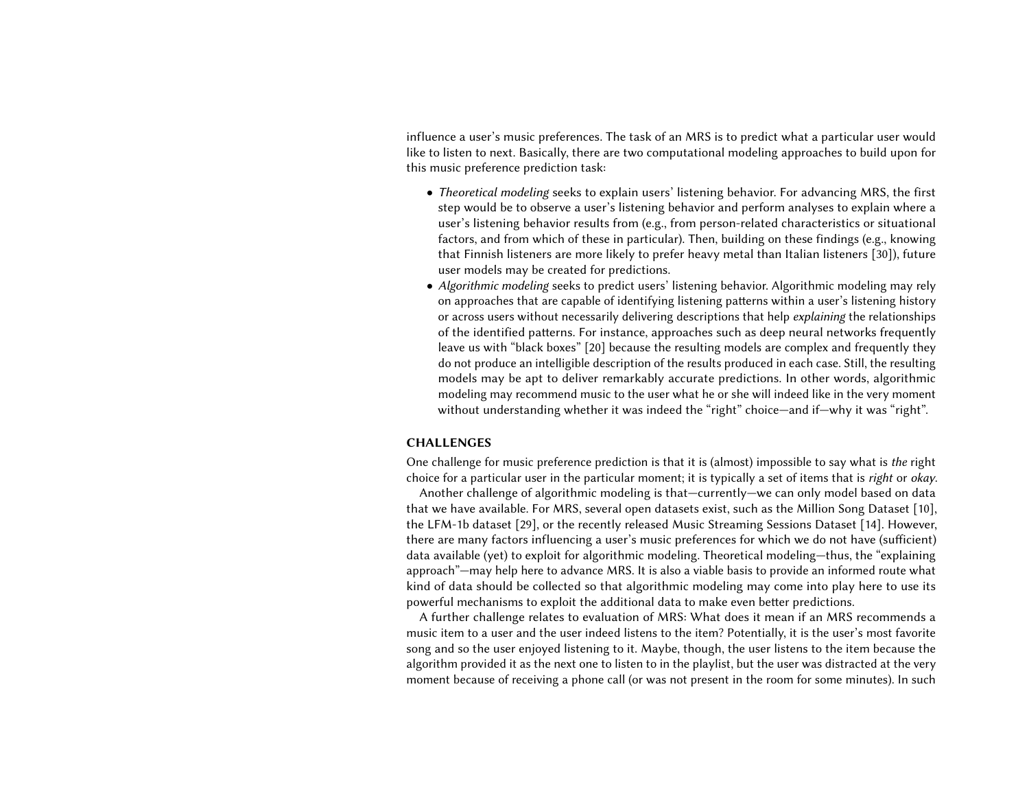influence a user's music preferences. The task of an MRS is to predict what a particular user would like to listen to next. Basically, there are two computational modeling approaches to build upon for this music preference prediction task:

- *Theoretical modeling* seeks to explain users' listening behavior. For advancing MRS, the first step would be to observe a user's listening behavior and perform analyses to explain where a user's listening behavior results from (e.g., from person-related characteristics or situational factors, and from which of these in particular). Then, building on these findings (e.g., knowing that Finnish listeners are more likely to prefer heavy metal than Italian listeners [30]), future user models may be created for predictions.
- *Algorithmic modeling* seeks to predict users' listening behavior. Algorithmic modeling may rely on approaches that are capable of identifying listening patterns within a user's listening history or across users without necessarily delivering descriptions that help *explaining* the relationships of the identified patterns. For instance, approaches such as deep neural networks frequently leave us with "black boxes" [20] because the resulting models are complex and frequently they do not produce an intelligible description of the results produced in each case. Still, the resulting models may be apt to deliver remarkably accurate predictions. In other words, algorithmic modeling may recommend music to the user what he or she will indeed like in the very moment without understanding whether it was indeed the "right" choice—and if—why it was "right".

## CHALLENGES

One challenge for music preference prediction is that it is (almost) impossible to say what is *the* right choice for a particular user in the particular moment; it is typically a set of items that is *right* or *okay*.

Another challenge of algorithmic modeling is that—currently—we can only model based on data that we have available. For MRS, several open datasets exist, such as the Million Song Dataset [10], the LFM-1b dataset [29], or the recently released Music Streaming Sessions Dataset [14]. However, there are many factors influencing a user's music preferences for which we do not have (sufficient) data available (yet) to exploit for algorithmic modeling. Theoretical modeling—thus, the "explaining approach"—may help here to advance MRS. It is also a viable basis to provide an informed route what kind of data should be collected so that algorithmic modeling may come into play here to use its powerful mechanisms to exploit the additional data to make even better predictions.

A further challenge relates to evaluation of MRS: What does it mean if an MRS recommends a music item to a user and the user indeed listens to the item? Potentially, it is the user's most favorite song and so the user enjoyed listening to it. Maybe, though, the user listens to the item because the algorithm provided it as the next one to listen to in the playlist, but the user was distracted at the very moment because of receiving a phone call (or was not present in the room for some minutes). In such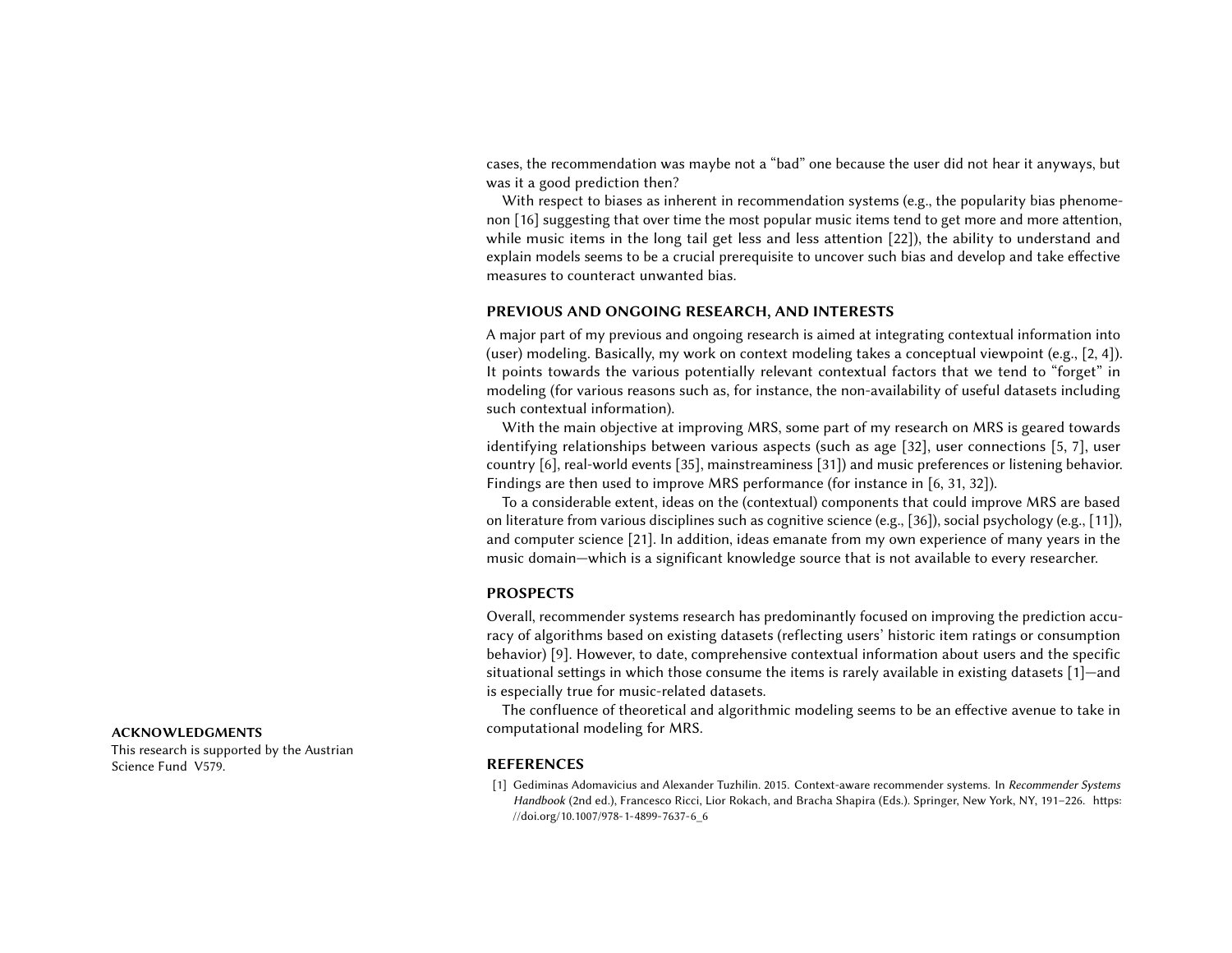cases, the recommendation was maybe not a "bad" one because the user did not hear it anyways, but was it a good prediction then?

With respect to biases as inherent in recommendation systems (e.g., the popularity bias phenomenon [16] suggesting that over time the most popular music items tend to get more and more attention, while music items in the long tail get less and less attention [22]), the ability to understand and explain models seems to be a crucial prerequisite to uncover such bias and develop and take effective measures to counteract unwanted bias.

## PREVIOUS AND ONGOING RESEARCH, AND INTERESTS

A major part of my previous and ongoing research is aimed at integrating contextual information into (user) modeling. Basically, my work on context modeling takes a conceptual viewpoint (e.g., [2, 4]). It points towards the various potentially relevant contextual factors that we tend to "forget" in modeling (for various reasons such as, for instance, the non-availability of useful datasets including such contextual information).

With the main objective at improving MRS, some part of my research on MRS is geared towards identifying relationships between various aspects (such as age [32], user connections [5, 7], user country [6], real-world events [35], mainstreaminess [31]) and music preferences or listening behavior. Findings are then used to improve MRS performance (for instance in [6, 31, 32]).

To a considerable extent, ideas on the (contextual) components that could improve MRS are based on literature from various disciplines such as cognitive science (e.g., [36]), social psychology (e.g., [11]), and computer science [21]. In addition, ideas emanate from my own experience of many years in the music domain—which is a significant knowledge source that is not available to every researcher.

## PROSPECTS

Overall, recommender systems research has predominantly focused on improving the prediction accuracy of algorithms based on existing datasets (reflecting users' historic item ratings or consumption behavior) [9]. However, to date, comprehensive contextual information about users and the specific situational settings in which those consume the items is rarely available in existing datasets [1]—and is especially true for music-related datasets.

The confluence of theoretical and algorithmic modeling seems to be an effective avenue to take in computational modeling for MRS.

## ACKNOWLEDGMENTS

This research is supported by the Austrian Science Fund V579.

## REFERENCES

[1] Gediminas Adomavicius and Alexander Tuzhilin. 2015. Context-aware recommender systems. In *Recommender Systems Handbook* (2nd ed.), Francesco Ricci, Lior Rokach, and Bracha Shapira (Eds.). Springer, New York, NY, 191–226. https://doi.org/10.1007/978-1-4899-7637-6_6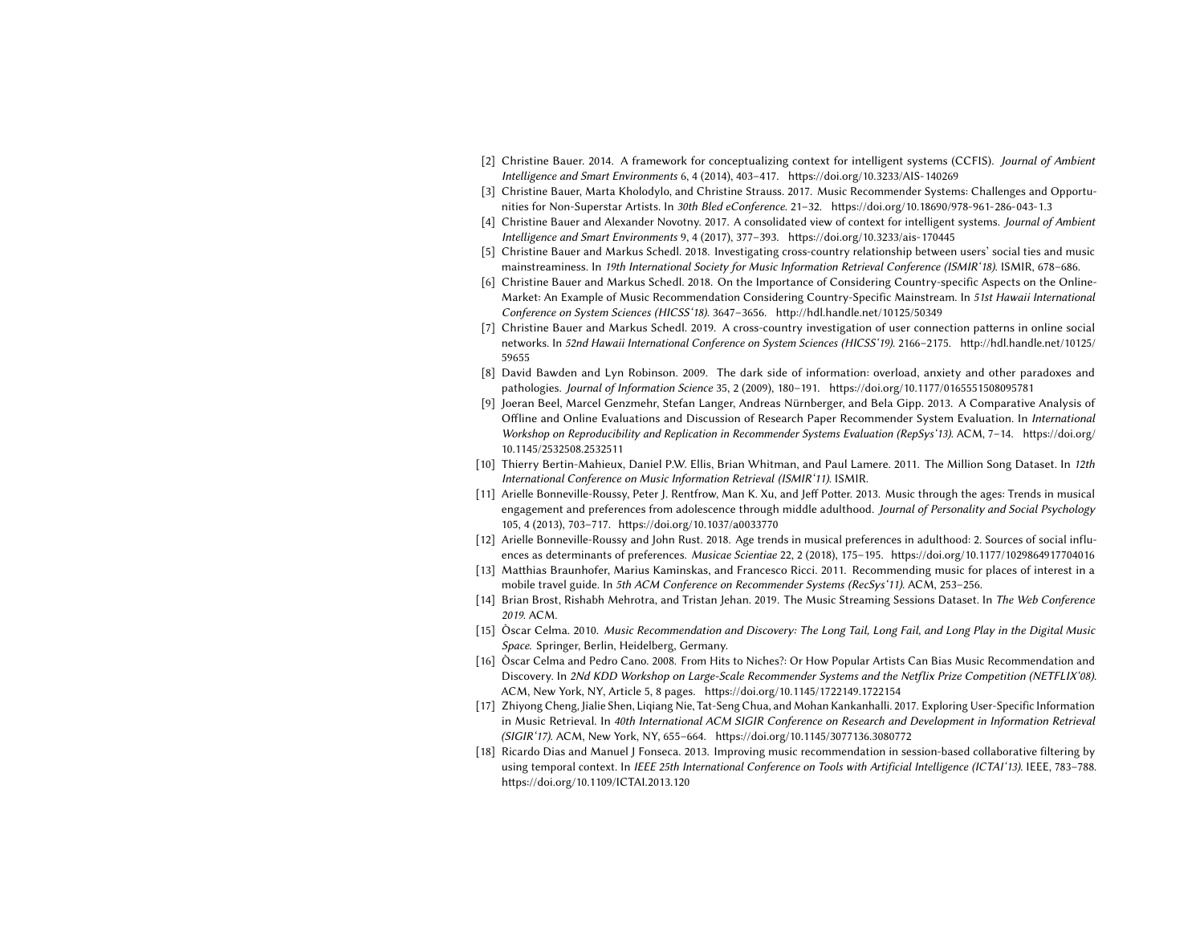[2] Christine Bauer. 2014. A framework for conceptualizing context for intelligent systems (CCFIS). *Journal of Ambient Intelligence and Smart Environments* 6, 4 (2014), 403–417. https://doi.org/10.3233/AIS-140269

[3] Christine Bauer, Marta Kholodylo, and Christine Strauss. 2017. Music Recommender Systems: Challenges and Opportunities for Non-Superstar Artists. In *30th Bled eConference*. 21–32. https://doi.org/10.18690/978-961-286-043-1.3

[4] Christine Bauer and Alexander Novotny. 2017. A consolidated view of context for intelligent systems. *Journal of Ambient Intelligence and Smart Environments* 9, 4 (2017), 377–393. https://doi.org/10.3233/ais-170445

[5] Christine Bauer and Markus Schedl. 2018. Investigating cross-country relationship between users' social ties and music mainstreaminess. In *19th International Society for Music Information Retrieval Conference (ISMIR'18)*. ISMIR, 678–686.

[6] Christine Bauer and Markus Schedl. 2018. On the Importance of Considering Country-specific Aspects on the Online-Market: An Example of Music Recommendation Considering Country-Specific Mainstream. In *51st Hawaii International Conference on System Sciences (HICSS'18)*. 3647–3656. http://hdl.handle.net/10125/50349

[7] Christine Bauer and Markus Schedl. 2019. A cross-country investigation of user connection patterns in online social networks. In *52nd Hawaii International Conference on System Sciences (HICSS'19)*. 2166–2175. http://hdl.handle.net/10125/59655

[8] David Bawden and Lyn Robinson. 2009. The dark side of information: overload, anxiety and other paradoxes and pathologies. *Journal of Information Science* 35, 2 (2009), 180–191. https://doi.org/10.1177/0165551508095781

[9] Joeran Beel, Marcel Genzmehr, Stefan Langer, Andreas Nürnberger, and Bela Gipp. 2013. A Comparative Analysis of Offline and Online Evaluations and Discussion of Research Paper Recommender System Evaluation. In *International Workshop on Reproducibility and Replication in Recommender Systems Evaluation (RepSys'13)*. ACM, 7–14. https://doi.org/10.1145/2532508.2532511

[10] Thierry Bertin-Mahieux, Daniel P.W. Ellis, Brian Whitman, and Paul Lamere. 2011. The Million Song Dataset. In *12th International Conference on Music Information Retrieval (ISMIR'11)*. ISMIR.

[11] Arielle Bonneville-Roussy, Peter J. Rentfrow, Man K. Xu, and Jeff Potter. 2013. Music through the ages: Trends in musical engagement and preferences from adolescence through middle adulthood. *Journal of Personality and Social Psychology* 105, 4 (2013), 703–717. https://doi.org/10.1037/a0033770

[12] Arielle Bonneville-Roussy and John Rust. 2018. Age trends in musical preferences in adulthood: 2. Sources of social influences as determinants of preferences. *Musicae Scientiae* 22, 2 (2018), 175–195. https://doi.org/10.1177/1029864917704016

[13] Matthias Braunhofer, Marius Kaminskas, and Francesco Ricci. 2011. Recommending music for places of interest in a mobile travel guide. In *5th ACM Conference on Recommender Systems (RecSys'11)*. ACM, 253–256.

[14] Brian Brost, Rishabh Mehrotra, and Tristan Jehan. 2019. The Music Streaming Sessions Dataset. In *The Web Conference 2019*. ACM.

[15] Òscar Celma. 2010. *Music Recommendation and Discovery: The Long Tail, Long Fail, and Long Play in the Digital Music Space*. Springer, Berlin, Heidelberg, Germany.

[16] Òscar Celma and Pedro Cano. 2008. From Hits to Niches?: Or How Popular Artists Can Bias Music Recommendation and Discovery. In *2Nd KDD Workshop on Large-Scale Recommender Systems and the Netflix Prize Competition (NETFLIX'08)*. ACM, New York, NY, Article 5, 8 pages. https://doi.org/10.1145/1722149.1722154

[17] Zhiyong Cheng, Jialie Shen, Liqiang Nie, Tat-Seng Chua, and Mohan Kankanhalli. 2017. Exploring User-Specific Information in Music Retrieval. In *40th International ACM SIGIR Conference on Research and Development in Information Retrieval (SIGIR'17)*. ACM, New York, NY, 655–664. https://doi.org/10.1145/3077136.3080772

[18] Ricardo Dias and Manuel J Fonseca. 2013. Improving music recommendation in session-based collaborative filtering by using temporal context. In *IEEE 25th International Conference on Tools with Artificial Intelligence (ICTAI'13)*. IEEE, 783–788. https://doi.org/10.1109/ICTAI.2013.120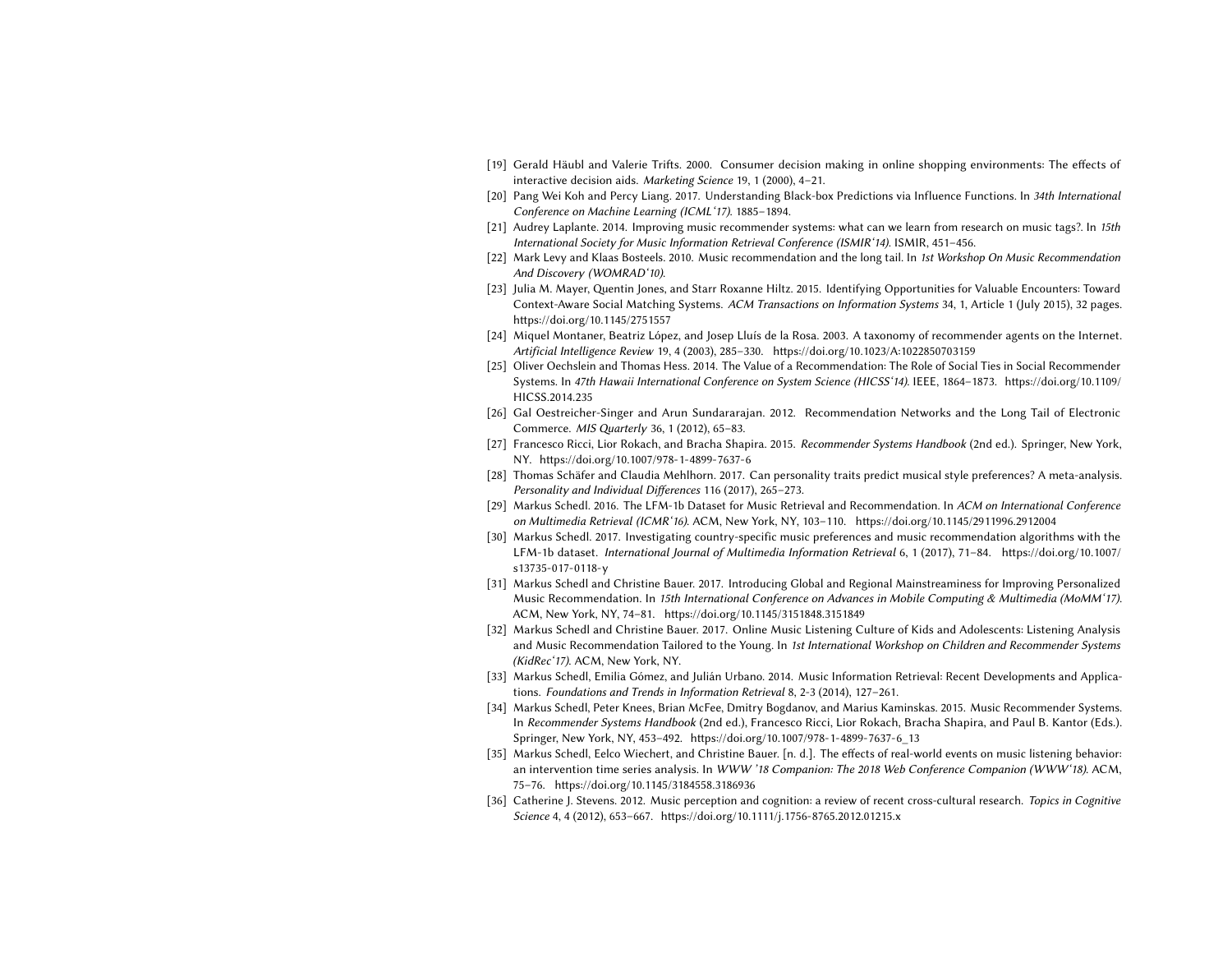[19] Gerald Häubl and Valerie Trifts. 2000. Consumer decision making in online shopping environments: The effects of interactive decision aids. *Marketing Science* 19, 1 (2000), 4–21.

[20] Pang Wei Koh and Percy Liang. 2017. Understanding Black-box Predictions via Influence Functions. In *34th International Conference on Machine Learning (ICML'17)*. 1885–1894.

[21] Audrey Laplante. 2014. Improving music recommender systems: what can we learn from research on music tags?. In *15th International Society for Music Information Retrieval Conference (ISMIR'14)*. ISMIR, 451–456.

[22] Mark Levy and Klaas Bosteels. 2010. Music recommendation and the long tail. In *1st Workshop On Music Recommendation And Discovery (WOMRAD'10)*.

[23] Julia M. Mayer, Quentin Jones, and Starr Roxanne Hiltz. 2015. Identifying Opportunities for Valuable Encounters: Toward Context-Aware Social Matching Systems. *ACM Transactions on Information Systems* 34, 1, Article 1 (July 2015), 32 pages. https://doi.org/10.1145/2751557

[24] Miquel Montaner, Beatriz López, and Josep Lluís de la Rosa. 2003. A taxonomy of recommender agents on the Internet. *Artificial Intelligence Review* 19, 4 (2003), 285–330. https://doi.org/10.1023/A:1022850703159

[25] Oliver Oechslein and Thomas Hess. 2014. The Value of a Recommendation: The Role of Social Ties in Social Recommender Systems. In *47th Hawaii International Conference on System Science (HICSS'14)*. IEEE, 1864–1873. https://doi.org/10.1109/HICSS.2014.235

[26] Gal Oestreicher-Singer and Arun Sundararajan. 2012. Recommendation Networks and the Long Tail of Electronic Commerce. *MIS Quarterly* 36, 1 (2012), 65–83.

[27] Francesco Ricci, Lior Rokach, and Bracha Shapira. 2015. *Recommender Systems Handbook* (2nd ed.). Springer, New York, NY. https://doi.org/10.1007/978-1-4899-7637-6

[28] Thomas Schäfer and Claudia Mehlhorn. 2017. Can personality traits predict musical style preferences? A meta-analysis. *Personality and Individual Differences* 116 (2017), 265–273.

[29] Markus Schedl. 2016. The LFM-1b Dataset for Music Retrieval and Recommendation. In *ACM on International Conference on Multimedia Retrieval (ICMR'16)*. ACM, New York, NY, 103–110. https://doi.org/10.1145/2911996.2912004

[30] Markus Schedl. 2017. Investigating country-specific music preferences and music recommendation algorithms with the LFM-1b dataset. *International Journal of Multimedia Information Retrieval* 6, 1 (2017), 71–84. https://doi.org/10.1007/s13735-017-0118-y

[31] Markus Schedl and Christine Bauer. 2017. Introducing Global and Regional Mainstreaminess for Improving Personalized Music Recommendation. In *15th International Conference on Advances in Mobile Computing & Multimedia (MoMM'17)*. ACM, New York, NY, 74–81. https://doi.org/10.1145/3151848.3151849

[32] Markus Schedl and Christine Bauer. 2017. Online Music Listening Culture of Kids and Adolescents: Listening Analysis and Music Recommendation Tailored to the Young. In *1st International Workshop on Children and Recommender Systems (KidRec'17)*. ACM, New York, NY.

[33] Markus Schedl, Emilia Gómez, and Julián Urbano. 2014. Music Information Retrieval: Recent Developments and Applications. *Foundations and Trends in Information Retrieval* 8, 2-3 (2014), 127–261.

[34] Markus Schedl, Peter Knees, Brian McFee, Dmitry Bogdanov, and Marius Kaminskas. 2015. Music Recommender Systems. In *Recommender Systems Handbook* (2nd ed.), Francesco Ricci, Lior Rokach, Bracha Shapira, and Paul B. Kantor (Eds.). Springer, New York, NY, 453–492. https://doi.org/10.1007/978-1-4899-7637-6_13

[35] Markus Schedl, Eelco Wiechert, and Christine Bauer. [n. d.]. The effects of real-world events on music listening behavior: an intervention time series analysis. In *WWW '18 Companion: The 2018 Web Conference Companion (WWW'18)*. ACM, 75–76. https://doi.org/10.1145/3184558.3186936

[36] Catherine J. Stevens. 2012. Music perception and cognition: a review of recent cross-cultural research. *Topics in Cognitive Science* 4, 4 (2012), 653–667. https://doi.org/10.1111/j.1756-8765.2012.01215.x